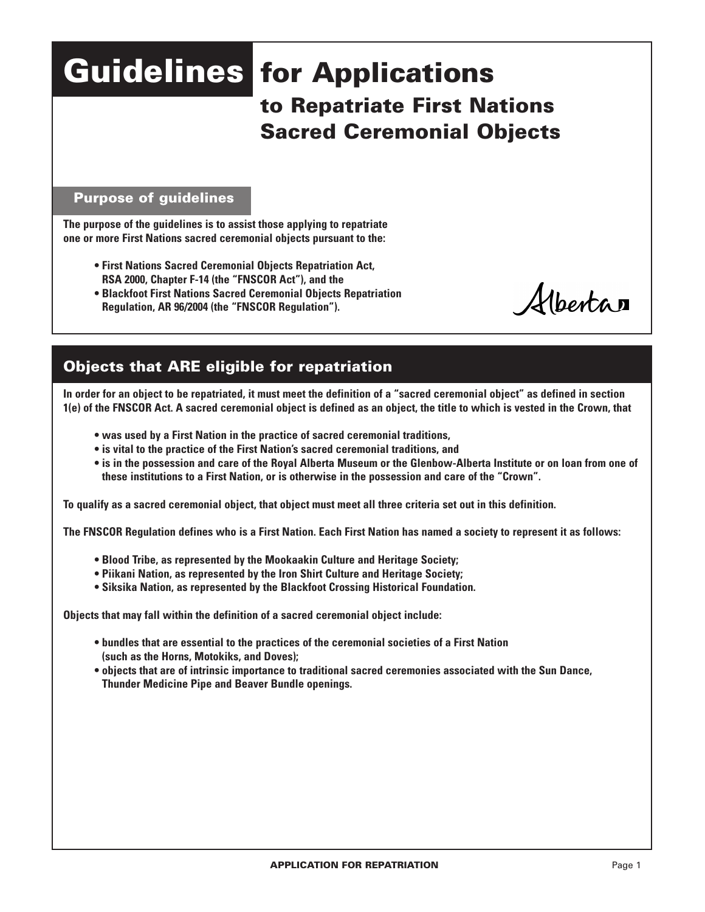# Guidelines for Applications to Repatriate First Nations Sacred Ceremonial Objects

## Purpose of guidelines

**The purpose of the guidelines is to assist those applying to repatriate one or more First Nations sacred ceremonial objects pursuant to the:**

- **First Nations Sacred Ceremonial Objects Repatriation Act, RSA 2000, Chapter F-14 (the "FNSCOR Act"), and the**
- **Blackfoot First Nations Sacred Ceremonial Objects Repatriation Regulation, AR 96/2004 (the "FNSCOR Regulation").**

Alberta

## Objects that ARE eligible for repatriation

**In order for an object to be repatriated, it must meet the definition of a "sacred ceremonial object" as defined in section 1(e) of the FNSCOR Act. A sacred ceremonial object is defined as an object, the title to which is vested in the Crown, that**

- **was used by a First Nation in the practice of sacred ceremonial traditions,**
- **is vital to the practice of the First Nation's sacred ceremonial traditions, and**
- **is in the possession and care of the Royal Alberta Museum or the Glenbow-Alberta Institute or on loan from one of these institutions to a First Nation, or is otherwise in the possession and care of the "Crown".**

**To qualify as a sacred ceremonial object, that object must meet all three criteria set out in this definition.**

**The FNSCOR Regulation defines who is a First Nation. Each First Nation has named a society to represent it as follows:**

- **Blood Tribe, as represented by the Mookaakin Culture and Heritage Society;**
- **Piikani Nation, as represented by the Iron Shirt Culture and Heritage Society;**
- **Siksika Nation, as represented by the Blackfoot Crossing Historical Foundation.**

**Objects that may fall within the definition of a sacred ceremonial object include:**

- **bundles that are essential to the practices of the ceremonial societies of a First Nation (such as the Horns, Motokiks, and Doves);**
- **objects that are of intrinsic importance to traditional sacred ceremonies associated with the Sun Dance, Thunder Medicine Pipe and Beaver Bundle openings.**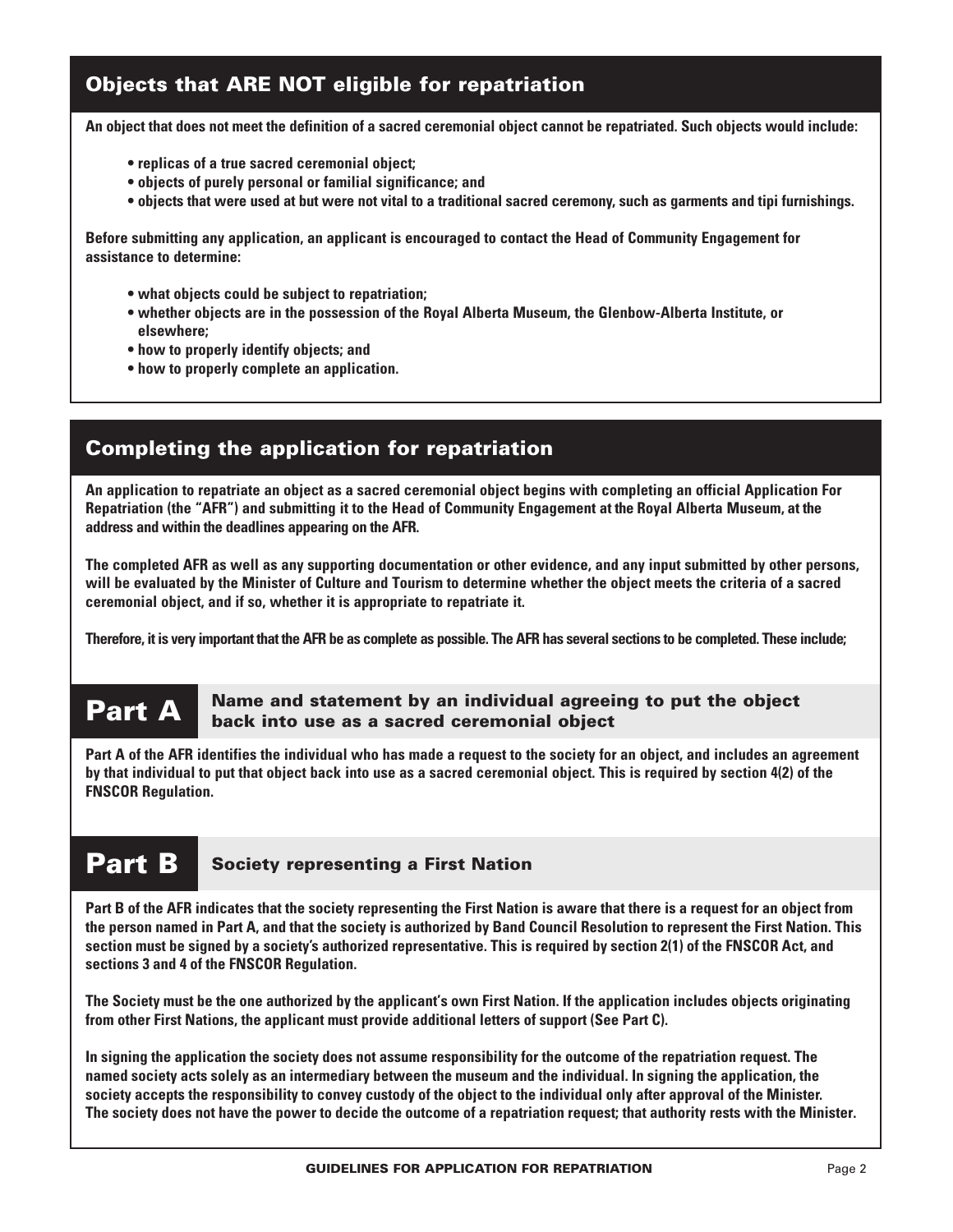## Objects that ARE NOT eligible for repatriation

**An object that does not meet the definition of a sacred ceremonial object cannot be repatriated. Such objects would include:**

- **replicas of a true sacred ceremonial object;**
- **objects of purely personal or familial significance; and**
- **objects that were used at but were not vital to a traditional sacred ceremony, such as garments and tipi furnishings.**

**Before submitting any application, an applicant is encouraged to contact the Head of Community Engagement for assistance to determine:**

- **what objects could be subject to repatriation;**
- **whether objects are in the possession of the Royal Alberta Museum, the Glenbow-Alberta Institute, or elsewhere;**
- **how to properly identify objects; and**
- **how to properly complete an application.**

## Completing the application for repatriation

**An application to repatriate an object as a sacred ceremonial object begins with completing an official Application For Repatriation (the "AFR") and submitting it to the Head of Community Engagement at the Royal Alberta Museum, at the address and within the deadlines appearing on the AFR.**

**The completed AFR as well as any supporting documentation or other evidence, and any input submitted by other persons, will be evaluated by the Minister of Culture and Tourism to determine whether the object meets the criteria of a sacred ceremonial object, and if so, whether it is appropriate to repatriate it.**

**Therefore, it is very important that the AFR be as complete as possible. The AFR has several sections to be completed. These include;**

### Part A — Name and statement by an individual agreeing to put the object back into use as a sacred ceremonial object

**Part A of the AFR identifies the individual who has made a request to the society for an object, and includes an agreement by that individual to put that object back into use as a sacred ceremonial object. This is required by section 4(2) of the FNSCOR Regulation.**

### Part B — Society representing a First Nation

**Part B of the AFR indicates that the society representing the First Nation is aware that there is a request for an object from the person named in Part A, and that the society is authorized by Band Council Resolution to represent the First Nation. This section must be signed by a society's authorized representative. This is required by section 2(1) of the FNSCOR Act, and sections 3 and 4 of the FNSCOR Regulation.**

**The Society must be the one authorized by the applicant's own First Nation. If the application includes objects originating from other First Nations, the applicant must provide additional letters of support (See Part C).**

**In signing the application the society does not assume responsibility for the outcome of the repatriation request. The named society acts solely as an intermediary between the museum and the individual. In signing the application, the society accepts the responsibility to convey custody of the object to the individual only after approval of the Minister. The society does not have the power to decide the outcome of a repatriation request; that authority rests with the Minister.**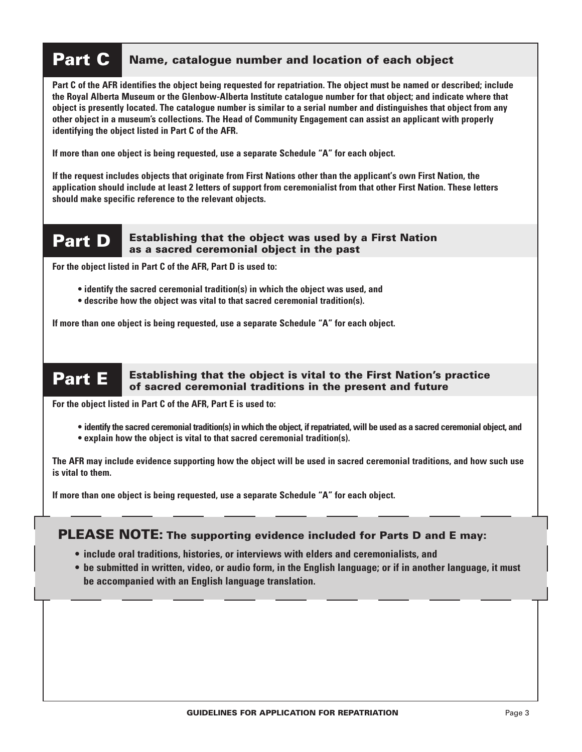## Part C Name, catalogue number and location of each object

**Part C of the AFR identifies the object being requested for repatriation. The object must be named or described; include the Royal Alberta Museum or the Glenbow-Alberta Institute catalogue number for that object; and indicate where that object is presently located. The catalogue number is similar to a serial number and distinguishes that object from any other object in a museum's collections. The Head of Community Engagement can assist an applicant with properly identifying the object listed in Part C of the AFR.**

**If more than one object is being requested, use a separate Schedule "A" for each object.**

**If the request includes objects that originate from First Nations other than the applicant's own First Nation, the application should include at least 2 letters of support from ceremonialist from that other First Nation. These letters should make specific reference to the relevant objects.**

## Part D Establishing that the object was used by a First Nation as a sacred ceremonial object in the past

**For the object listed in Part C of the AFR, Part D is used to:**

- **identify the sacred ceremonial tradition(s) in which the object was used, and**
- **describe how the object was vital to that sacred ceremonial tradition(s).**

**If more than one object is being requested, use a separate Schedule "A" for each object.**

## Part E Establishing that the object is vital to the First Nation's practice of sacred ceremonial traditions in the present and future

**For the object listed in Part C of the AFR, Part E is used to:**

- **identify the sacred ceremonial tradition(s) in which the object, if repatriated, will be used as a sacred ceremonial object, and**
- **explain how the object is vital to that sacred ceremonial tradition(s).**

**The AFR may include evidence supporting how the object will be used in sacred ceremonial traditions, and how such use is vital to them.**

**If more than one object is being requested, use a separate Schedule "A" for each object.**

**PLEASE NOTE: The supporting evidence included for Parts D and E may:**

- **include oral traditions, histories, or interviews with elders and ceremonialists, and**
- **be submitted in written, video, or audio form, in the English language; or if in another language, it must be accompanied with an English language translation.**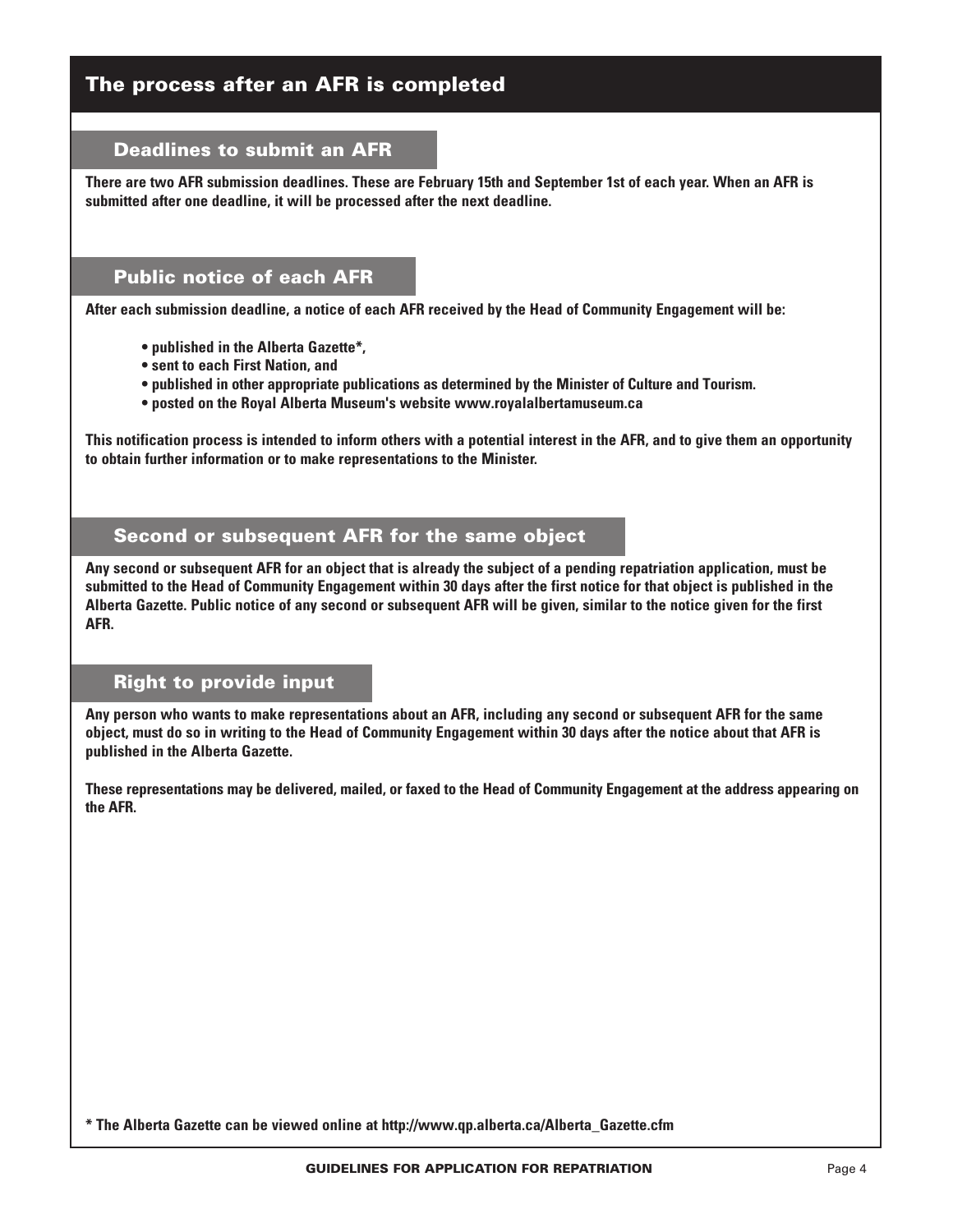## The process after an AFR is completed

### Deadlines to submit an AFR

**There are two AFR submission deadlines. These are February 15th and September 1st of each year. When an AFR is submitted after one deadline, it will be processed after the next deadline.**

### Public notice of each AFR

**After each submission deadline, a notice of each AFR received by the Head of Community Engagement will be:**

- **published in the Alberta Gazette*,**
- **sent to each First Nation, and**
- **published in other appropriate publications as determined by the Minister of Culture and Tourism.**
- **posted on the Royal Alberta Museum's website www.royalalbertamuseum.ca**

**This notification process is intended to inform others with a potential interest in the AFR, and to give them an opportunity to obtain further information or to make representations to the Minister.**

### Second or subsequent AFR for the same object

**Any second or subsequent AFR for an object that is already the subject of a pending repatriation application, must be submitted to the Head of Community Engagement within 30 days after the first notice for that object is published in the Alberta Gazette. Public notice of any second or subsequent AFR will be given, similar to the notice given for the first AFR.**

### Right to provide input

**Any person who wants to make representations about an AFR, including any second or subsequent AFR for the same object, must do so in writing to the Head of Community Engagement within 30 days after the notice about that AFR is published in the Alberta Gazette.**

**These representations may be delivered, mailed, or faxed to the Head of Community Engagement at the address appearing on the AFR.**

**\* The Alberta Gazette can be viewed online at http://www.qp.alberta.ca/Alberta_Gazette.cfm**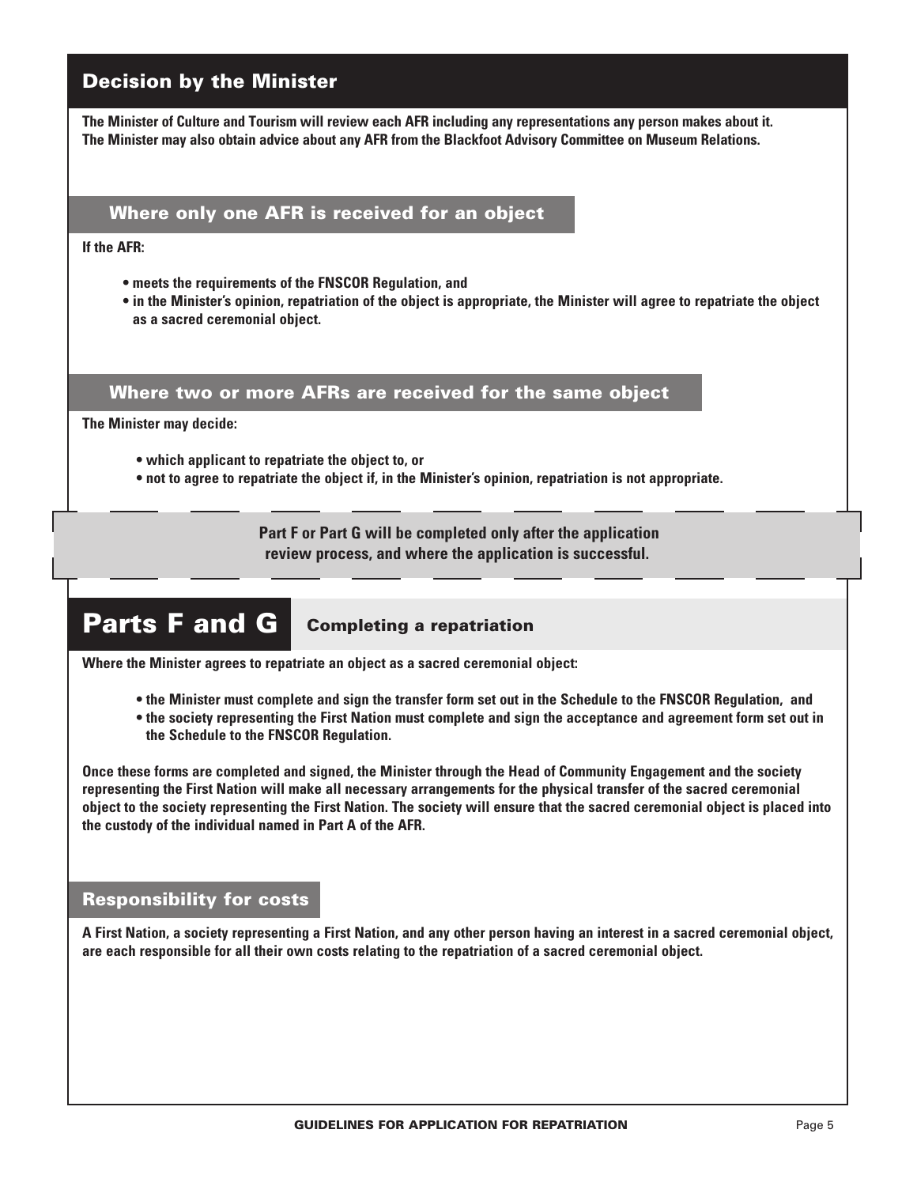## Decision by the Minister

**The Minister of Culture and Tourism will review each AFR including any representations any person makes about it. The Minister may also obtain advice about any AFR from the Blackfoot Advisory Committee on Museum Relations.**

### Where only one AFR is received for an object

**If the AFR:**

- **meets the requirements of the FNSCOR Regulation, and**
- **in the Minister's opinion, repatriation of the object is appropriate, the Minister will agree to repatriate the object as a sacred ceremonial object.**

### Where two or more AFRs are received for the same object

**The Minister may decide:**

- **which applicant to repatriate the object to, or**
- **not to agree to repatriate the object if, in the Minister's opinion, repatriation is not appropriate.**

**Part F or Part G will be completed only after the application review process, and where the application is successful.**

## Parts F and G — Completing a repatriation

**Where the Minister agrees to repatriate an object as a sacred ceremonial object:**

- **the Minister must complete and sign the transfer form set out in the Schedule to the FNSCOR Regulation, and**
- **the society representing the First Nation must complete and sign the acceptance and agreement form set out in the Schedule to the FNSCOR Regulation.**

**Once these forms are completed and signed, the Minister through the Head of Community Engagement and the society representing the First Nation will make all necessary arrangements for the physical transfer of the sacred ceremonial object to the society representing the First Nation. The society will ensure that the sacred ceremonial object is placed into the custody of the individual named in Part A of the AFR.**

### Responsibility for costs

**A First Nation, a society representing a First Nation, and any other person having an interest in a sacred ceremonial object, are each responsible for all their own costs relating to the repatriation of a sacred ceremonial object.**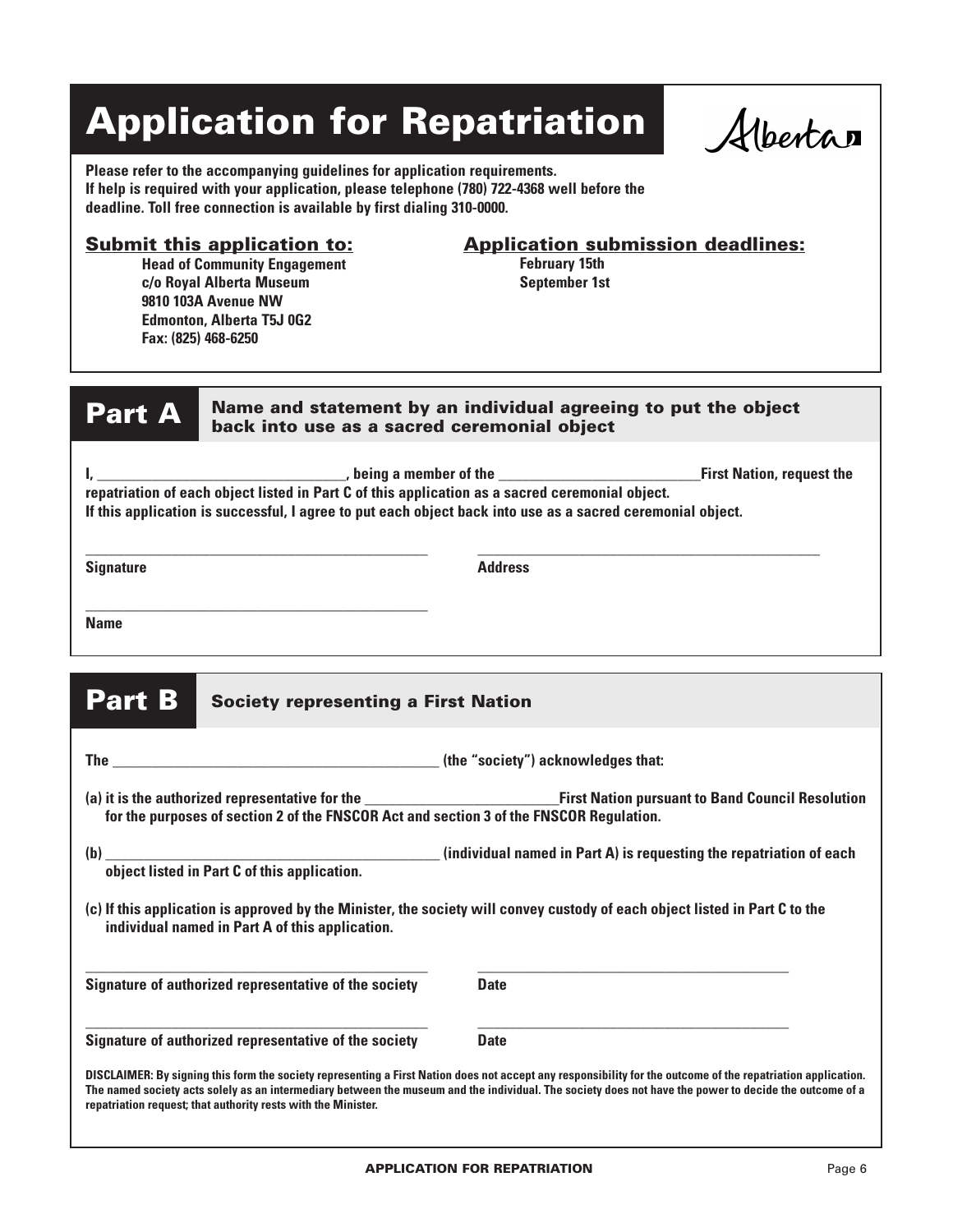# Application for Repatriation

Alberta

**Please refer to the accompanying guidelines for application requirements.**
**If help is required with your application, please telephone (780) 722-4368 well before the deadline. Toll free connection is available by first dialing 310-0000.**

**Submit this application to:**

**Head of Community Engagement**
**c/o Royal Alberta Museum**
**9810 103A Avenue NW**
**Edmonton, Alberta T5J 0G2**
**Fax: (825) 468-6250**

**Application submission deadlines:**

**February 15th**
**September 1st**

## Part A — Name and statement by an individual agreeing to put the object back into use as a sacred ceremonial object

**I, _________________________________, being a member of the ___________________________First Nation, request the repatriation of each object listed in Part C of this application as a sacred ceremonial object.**
**If this application is successful, I agree to put each object back into use as a sacred ceremonial object.**

_______________________________________________ _______________________________________________
**Signature** **Address**

_______________________________________________
**Name**

## Part B — Society representing a First Nation

**The _____________________________________________ (the "society") acknowledges that:**

**(a) it is the authorized representative for the __________________________First Nation pursuant to Band Council Resolution for the purposes of section 2 of the FNSCOR Act and section 3 of the FNSCOR Regulation.**

**(b) _______________________________________________ (individual named in Part A) is requesting the repatriation of each object listed in Part C of this application.**

**(c) If this application is approved by the Minister, the society will convey custody of each object listed in Part C to the individual named in Part A of this application.**

_______________________________________________ _______________________________________________
**Signature of authorized representative of the society** **Date**

_______________________________________________ _______________________________________________
**Signature of authorized representative of the society** **Date**

**DISCLAIMER: By signing this form the society representing a First Nation does not accept any responsibility for the outcome of the repatriation application. The named society acts solely as an intermediary between the museum and the individual. The society does not have the power to decide the outcome of a repatriation request; that authority rests with the Minister.**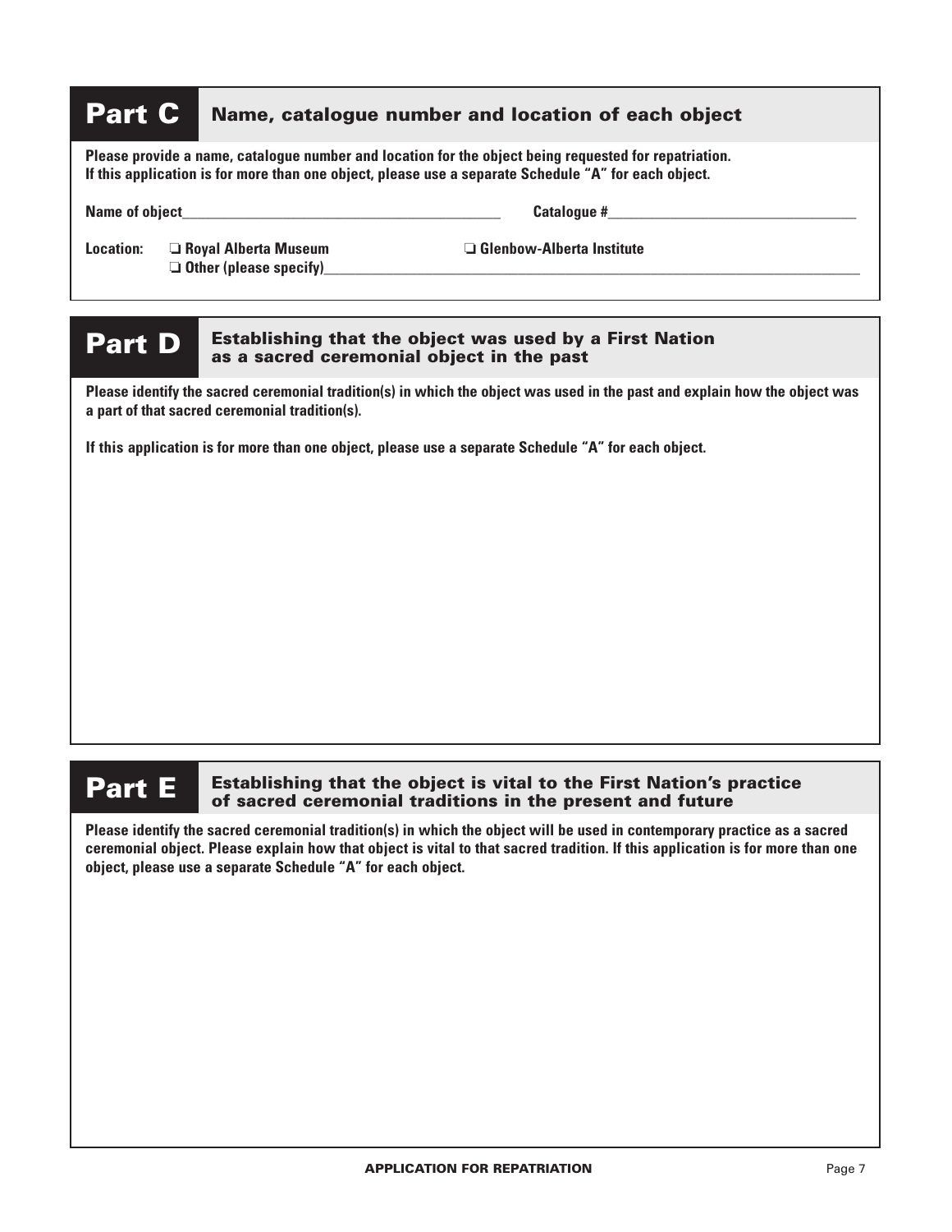## Part C Name, catalogue number and location of each object

**Please provide a name, catalogue number and location for the object being requested for repatriation. If this application is for more than one object, please use a separate Schedule "A" for each object.**

**Name of object**\_\_\_\_\_\_\_\_\_\_\_\_\_\_\_\_\_\_\_\_\_\_\_\_\_\_\_\_\_\_\_\_\_\_\_\_\_\_\_\_ **Catalogue #**\_\_\_\_\_\_\_\_\_\_\_\_\_\_\_\_\_\_\_\_\_\_\_\_\_\_\_\_\_\_\_\_

**Location:** ❑ **Royal Alberta Museum** ❑ **Glenbow-Alberta Institute**
❑ **Other (please specify)**\_\_\_\_\_\_\_\_\_\_\_\_\_\_\_\_\_\_\_\_\_\_\_\_\_\_\_\_\_\_\_\_\_\_\_\_\_\_\_\_\_\_\_\_\_\_\_\_\_\_\_\_\_\_\_\_\_\_\_\_

## Part D Establishing that the object was used by a First Nation as a sacred ceremonial object in the past

**Please identify the sacred ceremonial tradition(s) in which the object was used in the past and explain how the object was a part of that sacred ceremonial tradition(s).**

**If this application is for more than one object, please use a separate Schedule "A" for each object.**

## Part E Establishing that the object is vital to the First Nation's practice of sacred ceremonial traditions in the present and future

**Please identify the sacred ceremonial tradition(s) in which the object will be used in contemporary practice as a sacred ceremonial object. Please explain how that object is vital to that sacred tradition. If this application is for more than one object, please use a separate Schedule "A" for each object.**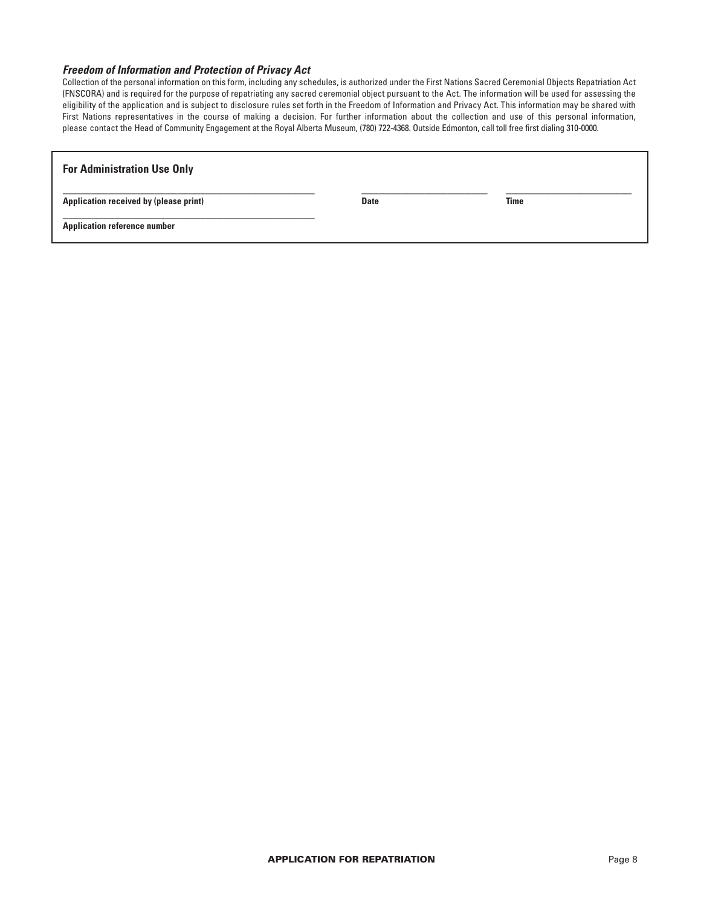### *Freedom of Information and Protection of Privacy Act*

Collection of the personal information on this form, including any schedules, is authorized under the First Nations Sacred Ceremonial Objects Repatriation Act (FNSCORA) and is required for the purpose of repatriating any sacred ceremonial object pursuant to the Act. The information will be used for assessing the eligibility of the application and is subject to disclosure rules set forth in the Freedom of Information and Privacy Act. This information may be shared with First Nations representatives in the course of making a decision. For further information about the collection and use of this personal information, please contact the Head of Community Engagement at the Royal Alberta Museum, (780) 722-4368. Outside Edmonton, call toll free first dialing 310-0000.

**For Administration Use Only**

______________________________ **Application received by (please print)**

______________________________ **Date**

______________________________ **Time**

______________________________ **Application reference number**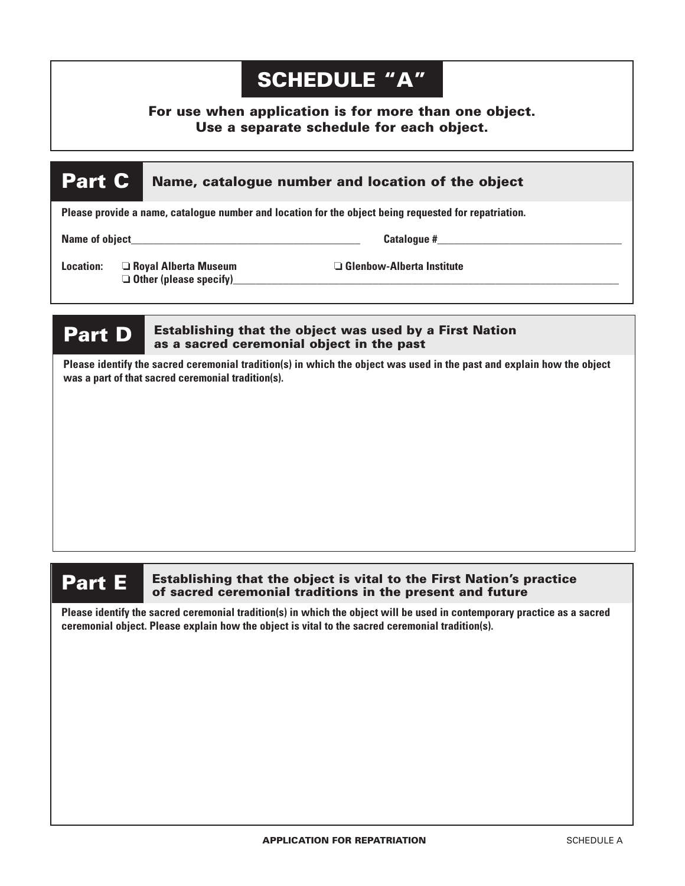# SCHEDULE "A"

**For use when application is for more than one object.**
**Use a separate schedule for each object.**

## Part C Name, catalogue number and location of the object

**Please provide a name, catalogue number and location for the object being requested for repatriation.**

**Name of object**_______________________________________ **Catalogue #**_______________________________

**Location:** ❑ **Royal Alberta Museum** ❑ **Glenbow-Alberta Institute**
❑ **Other (please specify)**_______________________________________________________________

## Part D Establishing that the object was used by a First Nation as a sacred ceremonial object in the past

**Please identify the sacred ceremonial tradition(s) in which the object was used in the past and explain how the object was a part of that sacred ceremonial tradition(s).**

## Part E Establishing that the object is vital to the First Nation's practice of sacred ceremonial traditions in the present and future

**Please identify the sacred ceremonial tradition(s) in which the object will be used in contemporary practice as a sacred ceremonial object. Please explain how the object is vital to the sacred ceremonial tradition(s).**